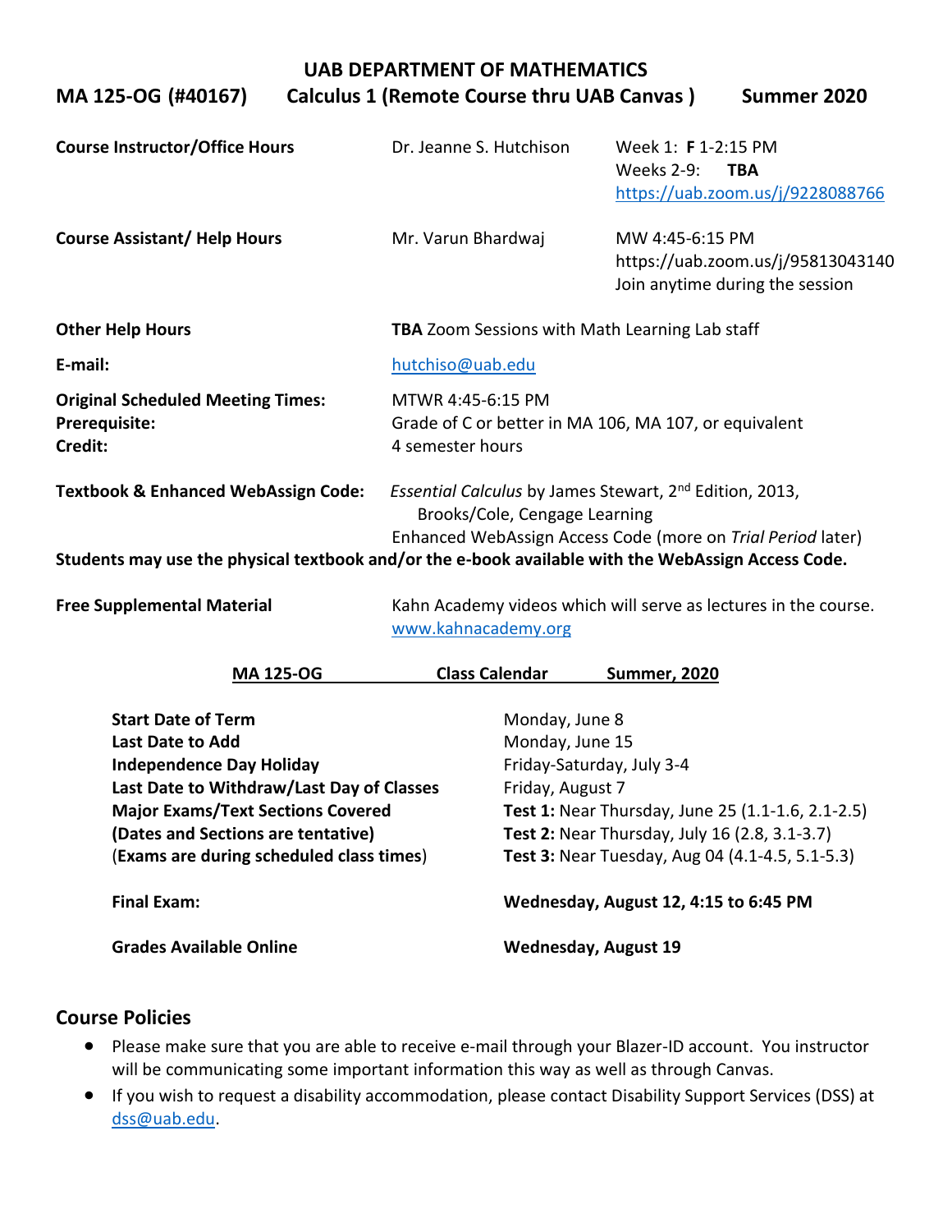# UAB DEPARTMENT OF MATHEMATICS

## MA 125-OG (#40167) Calculus 1 (Remote Course thru UAB Canvas ) Summer 2020

| | | |
|---|---|---|
| **Course Instructor/Office Hours** | Dr. Jeanne S. Hutchison | Week 1: **F** 1-2:15 PM<br>Weeks 2-9: **TBA**<br>https://uab.zoom.us/j/9228088766 |
| **Course Assistant/ Help Hours** | Mr. Varun Bhardwaj | MW 4:45-6:15 PM<br>https://uab.zoom.us/j/95813043140<br>Join anytime during the session |
| **Other Help Hours** | **TBA** Zoom Sessions with Math Learning Lab staff | |
| **E-mail:** | hutchiso@uab.edu | |
| **Original Scheduled Meeting Times:** | MTWR 4:45-6:15 PM | |
| **Prerequisite:** | Grade of C or better in MA 106, MA 107, or equivalent | |
| **Credit:** | 4 semester hours | |

**Textbook & Enhanced WebAssign Code:** *Essential Calculus* by James Stewart, 2nd Edition, 2013, Brooks/Cole, Cengage Learning
Enhanced WebAssign Access Code (more on *Trial Period* later)

**Students may use the physical textbook and/or the e-book available with the WebAssign Access Code.**

**Free Supplemental Material** Kahn Academy videos which will serve as lectures in the course. www.kahnacademy.org

### MA 125-OG Class Calendar Summer, 2020

| | |
|---|---|
| **Start Date of Term** | Monday, June 8 |
| **Last Date to Add** | Monday, June 15 |
| **Independence Day Holiday** | Friday-Saturday, July 3-4 |
| **Last Date to Withdraw/Last Day of Classes** | Friday, August 7 |
| **Major Exams/Text Sections Covered** | **Test 1:** Near Thursday, June 25 (1.1-1.6, 2.1-2.5) |
| **(Dates and Sections are tentative)** | **Test 2:** Near Thursday, July 16 (2.8, 3.1-3.7) |
| (**Exams are during scheduled class times**) | **Test 3:** Near Tuesday, Aug 04 (4.1-4.5, 5.1-5.3) |
| **Final Exam:** | **Wednesday, August 12, 4:15 to 6:45 PM** |
| **Grades Available Online** | **Wednesday, August 19** |

## Course Policies

- Please make sure that you are able to receive e-mail through your Blazer-ID account. You instructor will be communicating some important information this way as well as through Canvas.
- If you wish to request a disability accommodation, please contact Disability Support Services (DSS) at dss@uab.edu.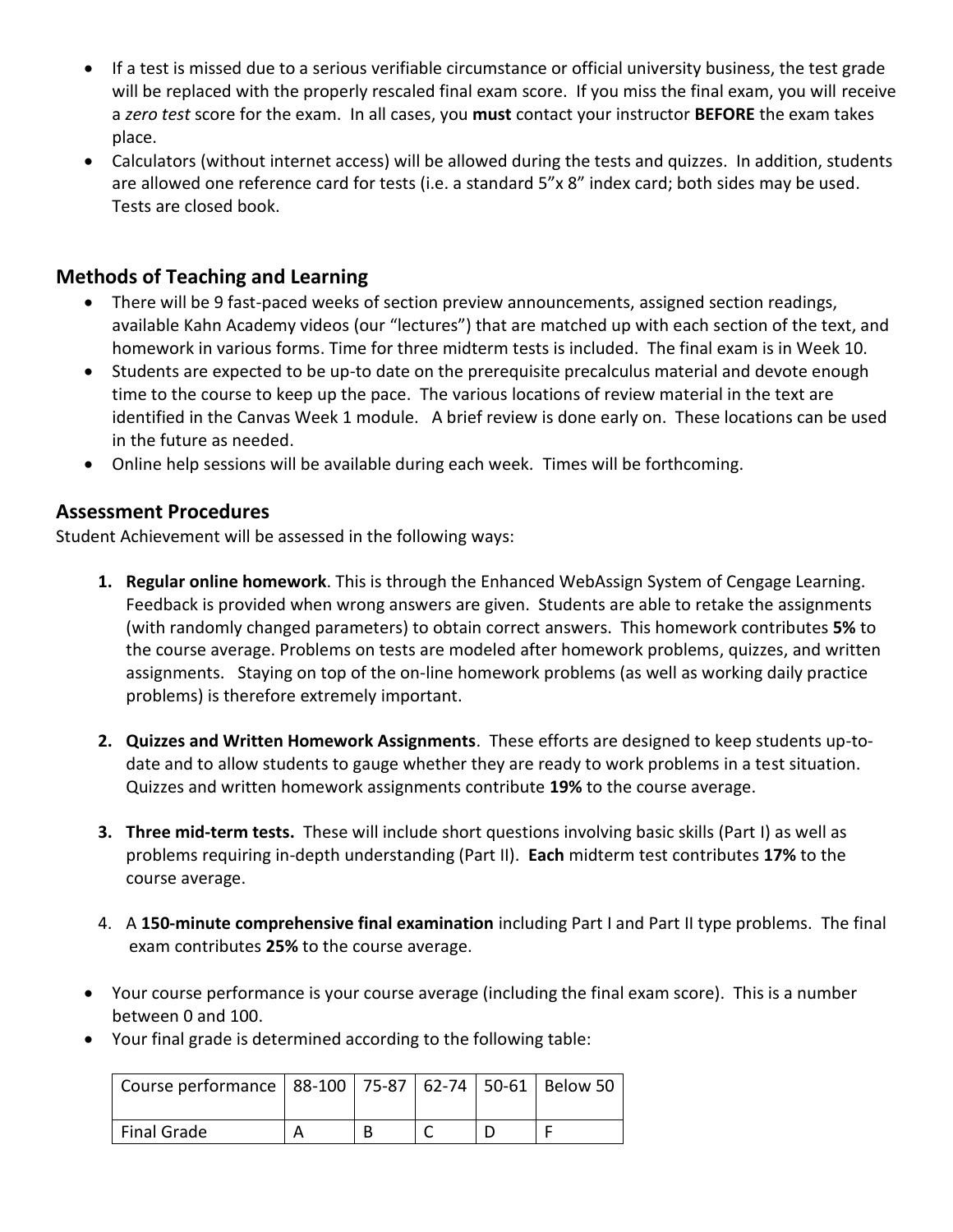- If a test is missed due to a serious verifiable circumstance or official university business, the test grade will be replaced with the properly rescaled final exam score. If you miss the final exam, you will receive a *zero test* score for the exam. In all cases, you **must** contact your instructor **BEFORE** the exam takes place.
- Calculators (without internet access) will be allowed during the tests and quizzes. In addition, students are allowed one reference card for tests (i.e. a standard 5"x 8" index card; both sides may be used. Tests are closed book.

## Methods of Teaching and Learning

- There will be 9 fast-paced weeks of section preview announcements, assigned section readings, available Kahn Academy videos (our "lectures") that are matched up with each section of the text, and homework in various forms. Time for three midterm tests is included. The final exam is in Week 10.
- Students are expected to be up-to date on the prerequisite precalculus material and devote enough time to the course to keep up the pace. The various locations of review material in the text are identified in the Canvas Week 1 module. A brief review is done early on. These locations can be used in the future as needed.
- Online help sessions will be available during each week. Times will be forthcoming.

## Assessment Procedures

Student Achievement will be assessed in the following ways:

1. **Regular online homework**. This is through the Enhanced WebAssign System of Cengage Learning. Feedback is provided when wrong answers are given. Students are able to retake the assignments (with randomly changed parameters) to obtain correct answers. This homework contributes **5%** to the course average. Problems on tests are modeled after homework problems, quizzes, and written assignments. Staying on top of the on-line homework problems (as well as working daily practice problems) is therefore extremely important.

2. **Quizzes and Written Homework Assignments**. These efforts are designed to keep students up-to-date and to allow students to gauge whether they are ready to work problems in a test situation. Quizzes and written homework assignments contribute **19%** to the course average.

3. **Three mid-term tests.** These will include short questions involving basic skills (Part I) as well as problems requiring in-depth understanding (Part II). **Each** midterm test contributes **17%** to the course average.

4. A **150-minute comprehensive final examination** including Part I and Part II type problems. The final exam contributes **25%** to the course average.

- Your course performance is your course average (including the final exam score). This is a number between 0 and 100.
- Your final grade is determined according to the following table:

| Course performance | 88-100 | 75-87 | 62-74 | 50-61 | Below 50 |
|---|---|---|---|---|---|
| Final Grade | A | B | C | D | F |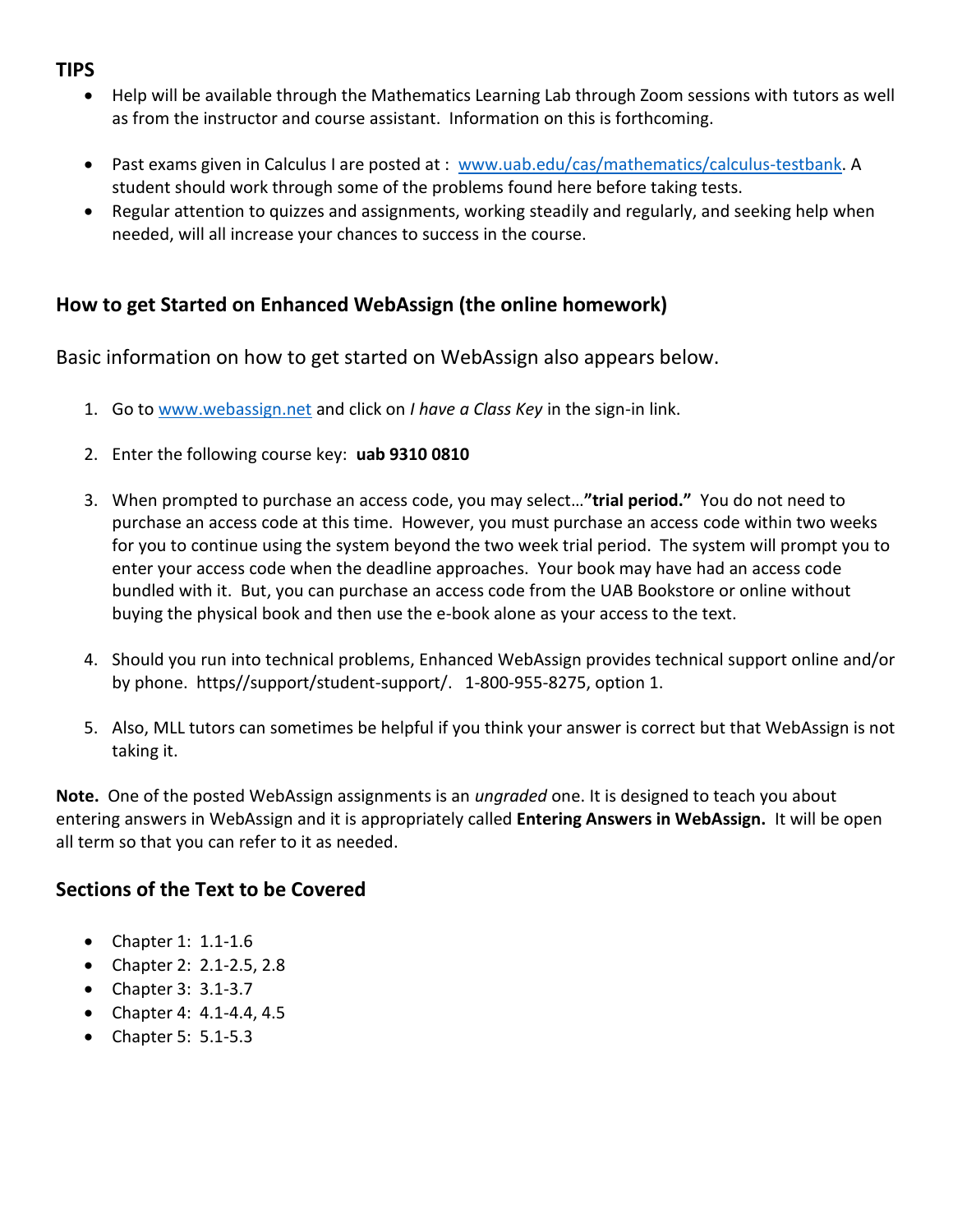## TIPS

- Help will be available through the Mathematics Learning Lab through Zoom sessions with tutors as well as from the instructor and course assistant. Information on this is forthcoming.
- Past exams given in Calculus I are posted at : www.uab.edu/cas/mathematics/calculus-testbank. A student should work through some of the problems found here before taking tests.
- Regular attention to quizzes and assignments, working steadily and regularly, and seeking help when needed, will all increase your chances to success in the course.

## How to get Started on Enhanced WebAssign (the online homework)

Basic information on how to get started on WebAssign also appears below.

1. Go to www.webassign.net and click on *I have a Class Key* in the sign-in link.
2. Enter the following course key: **uab 9310 0810**
3. When prompted to purchase an access code, you may select…**"trial period."** You do not need to purchase an access code at this time. However, you must purchase an access code within two weeks for you to continue using the system beyond the two week trial period. The system will prompt you to enter your access code when the deadline approaches. Your book may have had an access code bundled with it. But, you can purchase an access code from the UAB Bookstore or online without buying the physical book and then use the e-book alone as your access to the text.
4. Should you run into technical problems, Enhanced WebAssign provides technical support online and/or by phone. https//support/student-support/. 1-800-955-8275, option 1.
5. Also, MLL tutors can sometimes be helpful if you think your answer is correct but that WebAssign is not taking it.

**Note.** One of the posted WebAssign assignments is an *ungraded* one. It is designed to teach you about entering answers in WebAssign and it is appropriately called **Entering Answers in WebAssign.** It will be open all term so that you can refer to it as needed.

## Sections of the Text to be Covered

- Chapter 1: 1.1-1.6
- Chapter 2: 2.1-2.5, 2.8
- Chapter 3: 3.1-3.7
- Chapter 4: 4.1-4.4, 4.5
- Chapter 5: 5.1-5.3